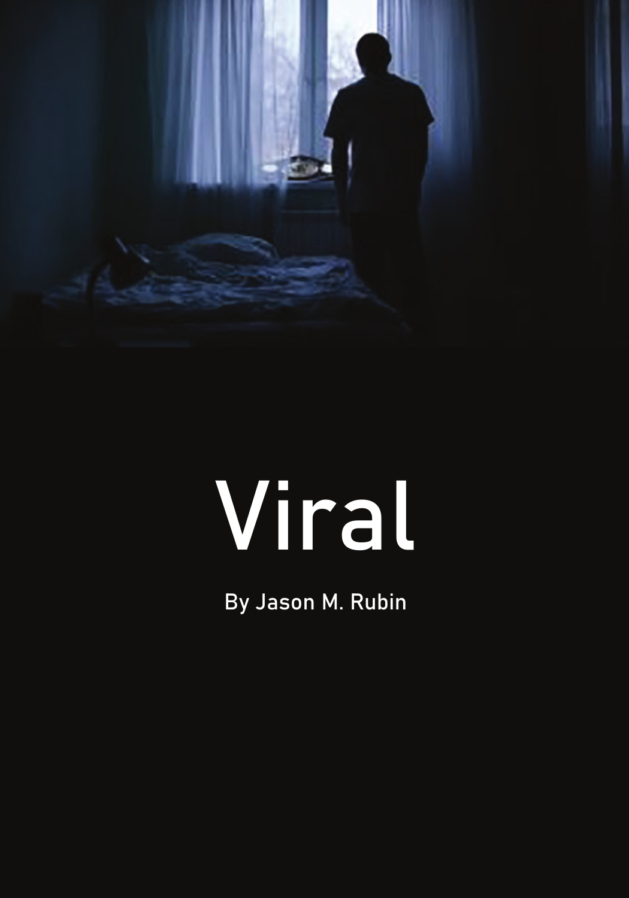# Viral

By Jason M. Rubin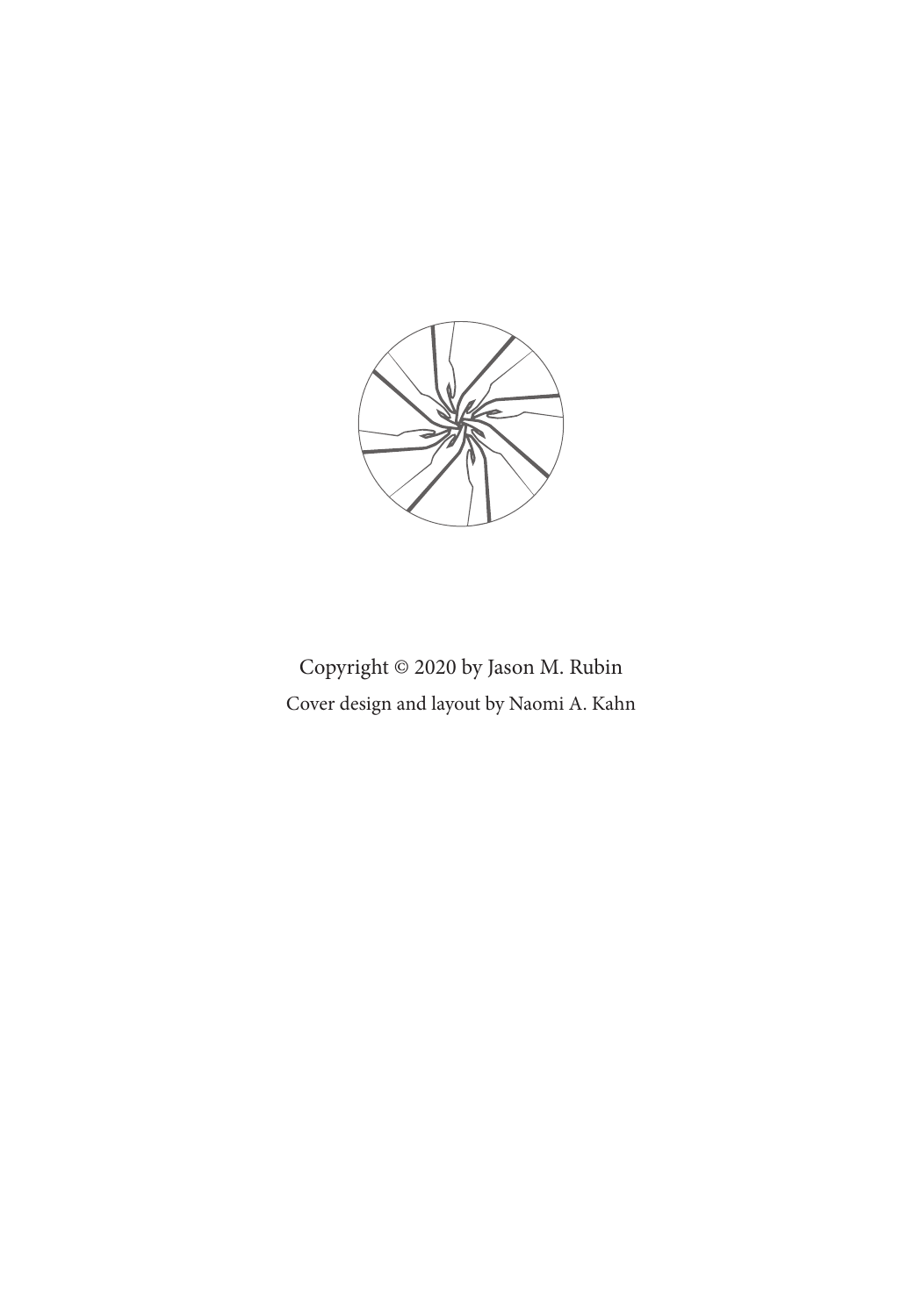Copyright © 2020 by Jason M. Rubin

Cover design and layout by Naomi A. Kahn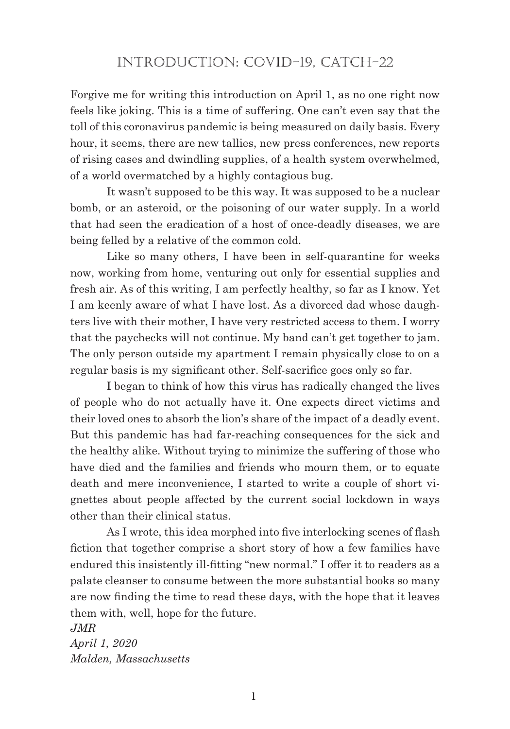# INTRODUCTION: COVID-19, CATCH-22

Forgive me for writing this introduction on April 1, as no one right now feels like joking. This is a time of suffering. One can't even say that the toll of this coronavirus pandemic is being measured on daily basis. Every hour, it seems, there are new tallies, new press conferences, new reports of rising cases and dwindling supplies, of a health system overwhelmed, of a world overmatched by a highly contagious bug.

It wasn't supposed to be this way. It was supposed to be a nuclear bomb, or an asteroid, or the poisoning of our water supply. In a world that had seen the eradication of a host of once-deadly diseases, we are being felled by a relative of the common cold.

Like so many others, I have been in self-quarantine for weeks now, working from home, venturing out only for essential supplies and fresh air. As of this writing, I am perfectly healthy, so far as I know. Yet I am keenly aware of what I have lost. As a divorced dad whose daughters live with their mother, I have very restricted access to them. I worry that the paychecks will not continue. My band can't get together to jam. The only person outside my apartment I remain physically close to on a regular basis is my significant other. Self-sacrifice goes only so far.

I began to think of how this virus has radically changed the lives of people who do not actually have it. One expects direct victims and their loved ones to absorb the lion's share of the impact of a deadly event. But this pandemic has had far-reaching consequences for the sick and the healthy alike. Without trying to minimize the suffering of those who have died and the families and friends who mourn them, or to equate death and mere inconvenience, I started to write a couple of short vignettes about people affected by the current social lockdown in ways other than their clinical status.

As I wrote, this idea morphed into five interlocking scenes of flash fiction that together comprise a short story of how a few families have endured this insistently ill-fitting "new normal." I offer it to readers as a palate cleanser to consume between the more substantial books so many are now finding the time to read these days, with the hope that it leaves them with, well, hope for the future.

*JMR*
*April 1, 2020*
*Malden, Massachusetts*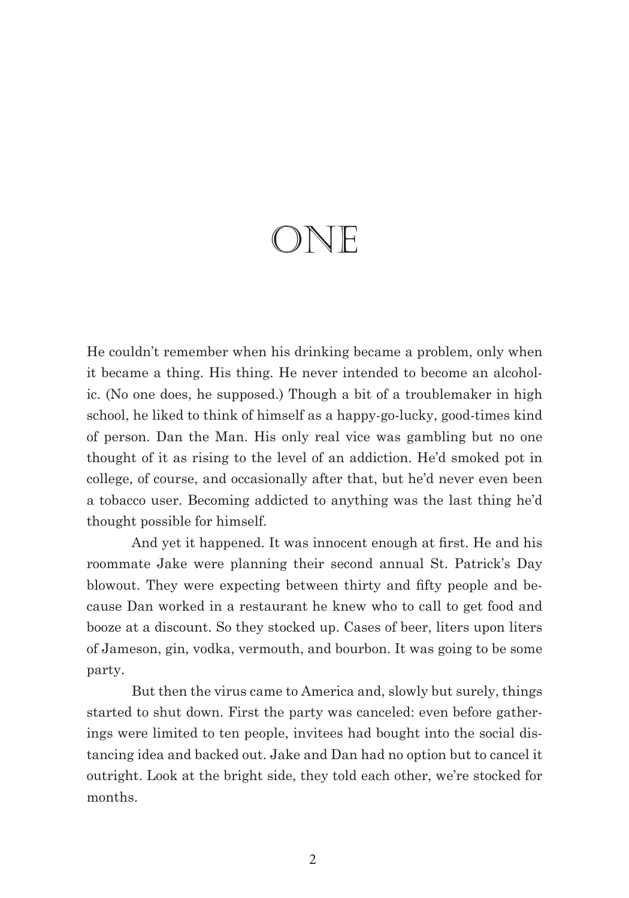# ONE

He couldn't remember when his drinking became a problem, only when it became a thing. His thing. He never intended to become an alcoholic. (No one does, he supposed.) Though a bit of a troublemaker in high school, he liked to think of himself as a happy-go-lucky, good-times kind of person. Dan the Man. His only real vice was gambling but no one thought of it as rising to the level of an addiction. He'd smoked pot in college, of course, and occasionally after that, but he'd never even been a tobacco user. Becoming addicted to anything was the last thing he'd thought possible for himself.

And yet it happened. It was innocent enough at first. He and his roommate Jake were planning their second annual St. Patrick's Day blowout. They were expecting between thirty and fifty people and because Dan worked in a restaurant he knew who to call to get food and booze at a discount. So they stocked up. Cases of beer, liters upon liters of Jameson, gin, vodka, vermouth, and bourbon. It was going to be some party.

But then the virus came to America and, slowly but surely, things started to shut down. First the party was canceled: even before gatherings were limited to ten people, invitees had bought into the social distancing idea and backed out. Jake and Dan had no option but to cancel it outright. Look at the bright side, they told each other, we're stocked for months.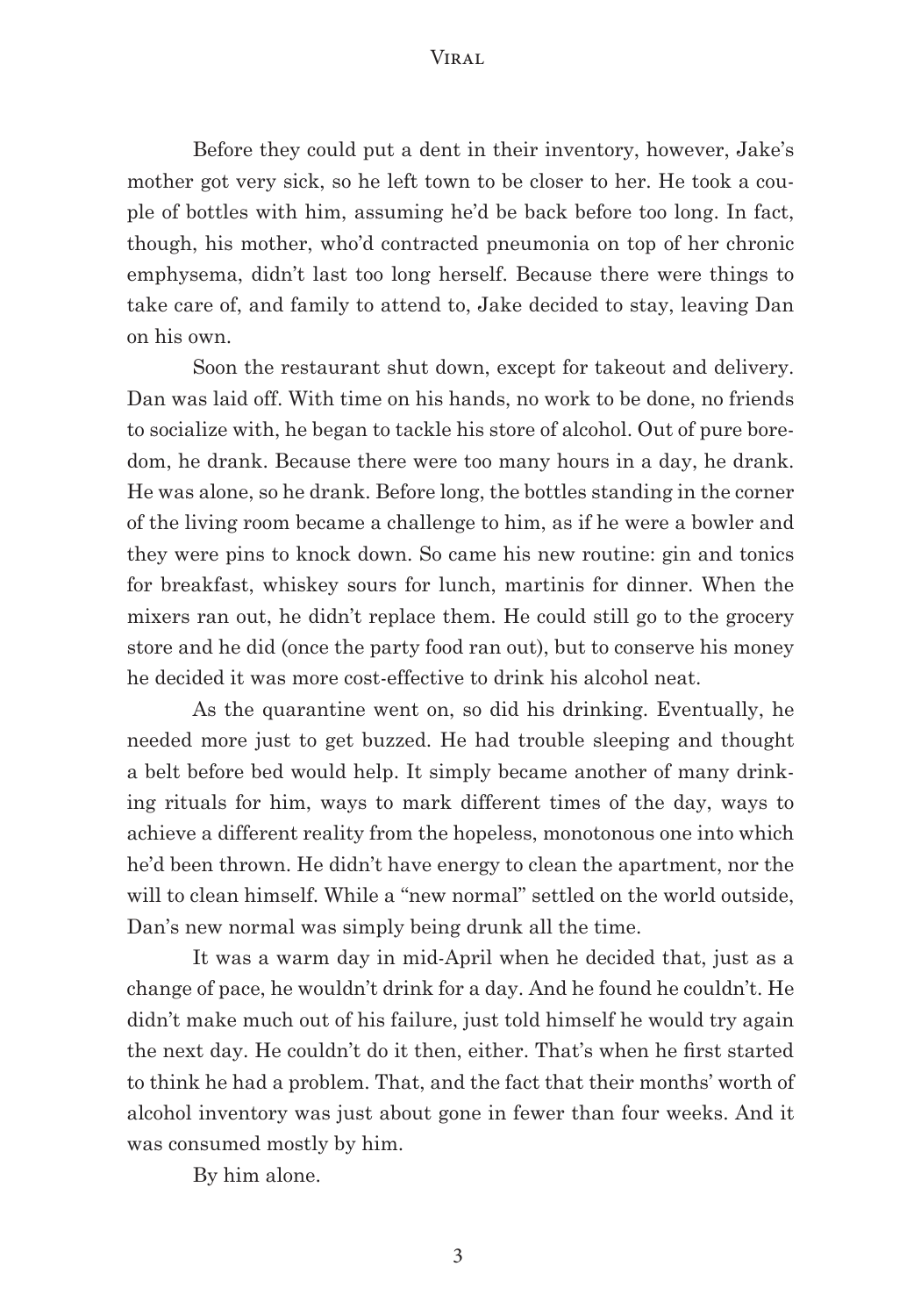Before they could put a dent in their inventory, however, Jake's mother got very sick, so he left town to be closer to her. He took a couple of bottles with him, assuming he'd be back before too long. In fact, though, his mother, who'd contracted pneumonia on top of her chronic emphysema, didn't last too long herself. Because there were things to take care of, and family to attend to, Jake decided to stay, leaving Dan on his own.

Soon the restaurant shut down, except for takeout and delivery. Dan was laid off. With time on his hands, no work to be done, no friends to socialize with, he began to tackle his store of alcohol. Out of pure boredom, he drank. Because there were too many hours in a day, he drank. He was alone, so he drank. Before long, the bottles standing in the corner of the living room became a challenge to him, as if he were a bowler and they were pins to knock down. So came his new routine: gin and tonics for breakfast, whiskey sours for lunch, martinis for dinner. When the mixers ran out, he didn't replace them. He could still go to the grocery store and he did (once the party food ran out), but to conserve his money he decided it was more cost-effective to drink his alcohol neat.

As the quarantine went on, so did his drinking. Eventually, he needed more just to get buzzed. He had trouble sleeping and thought a belt before bed would help. It simply became another of many drinking rituals for him, ways to mark different times of the day, ways to achieve a different reality from the hopeless, monotonous one into which he'd been thrown. He didn't have energy to clean the apartment, nor the will to clean himself. While a "new normal" settled on the world outside, Dan's new normal was simply being drunk all the time.

It was a warm day in mid-April when he decided that, just as a change of pace, he wouldn't drink for a day. And he found he couldn't. He didn't make much out of his failure, just told himself he would try again the next day. He couldn't do it then, either. That's when he first started to think he had a problem. That, and the fact that their months' worth of alcohol inventory was just about gone in fewer than four weeks. And it was consumed mostly by him.

By him alone.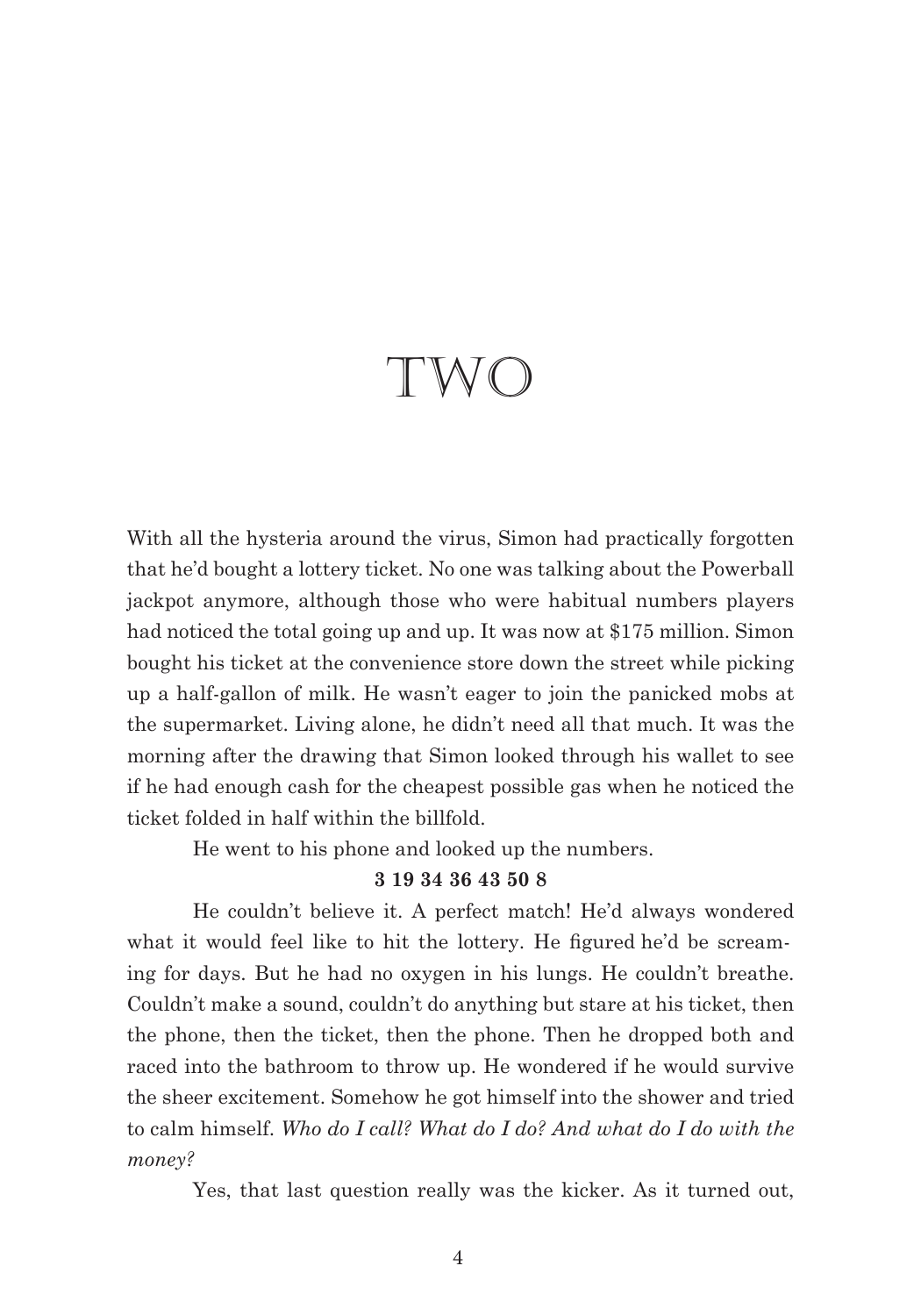# TWO

With all the hysteria around the virus, Simon had practically forgotten that he'd bought a lottery ticket. No one was talking about the Powerball jackpot anymore, although those who were habitual numbers players had noticed the total going up and up. It was now at $175 million. Simon bought his ticket at the convenience store down the street while picking up a half-gallon of milk. He wasn't eager to join the panicked mobs at the supermarket. Living alone, he didn't need all that much. It was the morning after the drawing that Simon looked through his wallet to see if he had enough cash for the cheapest possible gas when he noticed the ticket folded in half within the billfold.

He went to his phone and looked up the numbers.

**3 19 34 36 43 50 8**

He couldn't believe it. A perfect match! He'd always wondered what it would feel like to hit the lottery. He figured he'd be screaming for days. But he had no oxygen in his lungs. He couldn't breathe. Couldn't make a sound, couldn't do anything but stare at his ticket, then the phone, then the ticket, then the phone. Then he dropped both and raced into the bathroom to throw up. He wondered if he would survive the sheer excitement. Somehow he got himself into the shower and tried to calm himself. *Who do I call? What do I do? And what do I do with the money?*

Yes, that last question really was the kicker. As it turned out,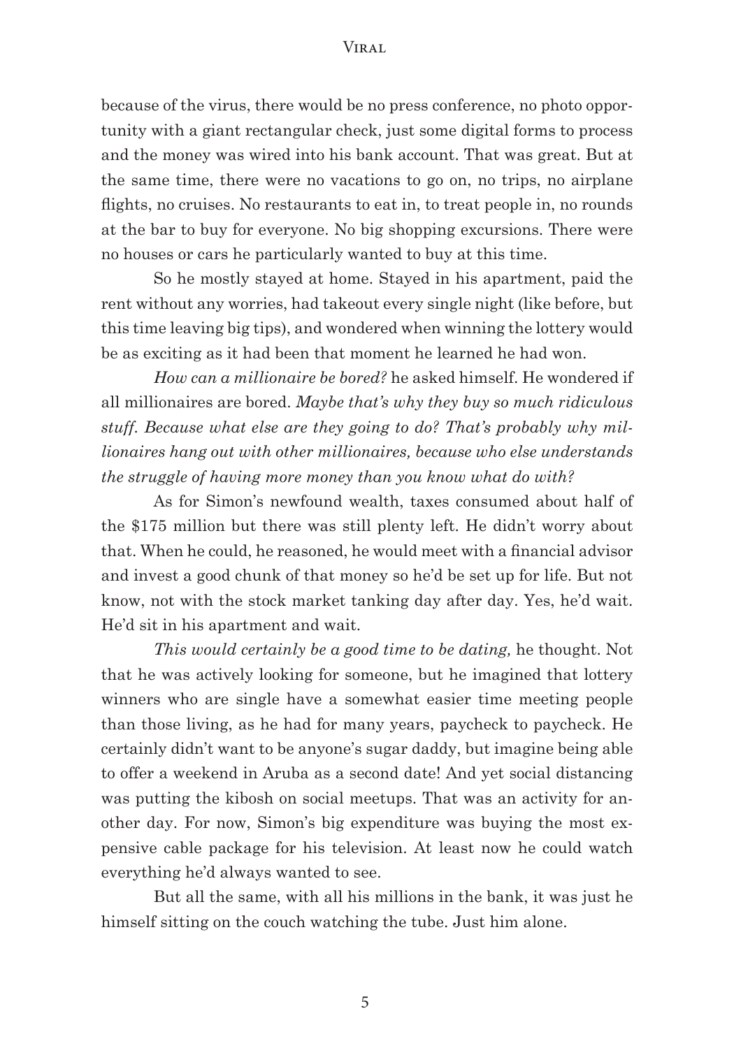because of the virus, there would be no press conference, no photo opportunity with a giant rectangular check, just some digital forms to process and the money was wired into his bank account. That was great. But at the same time, there were no vacations to go on, no trips, no airplane flights, no cruises. No restaurants to eat in, to treat people in, no rounds at the bar to buy for everyone. No big shopping excursions. There were no houses or cars he particularly wanted to buy at this time.

So he mostly stayed at home. Stayed in his apartment, paid the rent without any worries, had takeout every single night (like before, but this time leaving big tips), and wondered when winning the lottery would be as exciting as it had been that moment he learned he had won.

*How can a millionaire be bored?* he asked himself. He wondered if all millionaires are bored. *Maybe that's why they buy so much ridiculous stuff. Because what else are they going to do? That's probably why millionaires hang out with other millionaires, because who else understands the struggle of having more money than you know what do with?*

As for Simon's newfound wealth, taxes consumed about half of the $175 million but there was still plenty left. He didn't worry about that. When he could, he reasoned, he would meet with a financial advisor and invest a good chunk of that money so he'd be set up for life. But not know, not with the stock market tanking day after day. Yes, he'd wait. He'd sit in his apartment and wait.

*This would certainly be a good time to be dating,* he thought. Not that he was actively looking for someone, but he imagined that lottery winners who are single have a somewhat easier time meeting people than those living, as he had for many years, paycheck to paycheck. He certainly didn't want to be anyone's sugar daddy, but imagine being able to offer a weekend in Aruba as a second date! And yet social distancing was putting the kibosh on social meetups. That was an activity for another day. For now, Simon's big expenditure was buying the most expensive cable package for his television. At least now he could watch everything he'd always wanted to see.

But all the same, with all his millions in the bank, it was just he himself sitting on the couch watching the tube. Just him alone.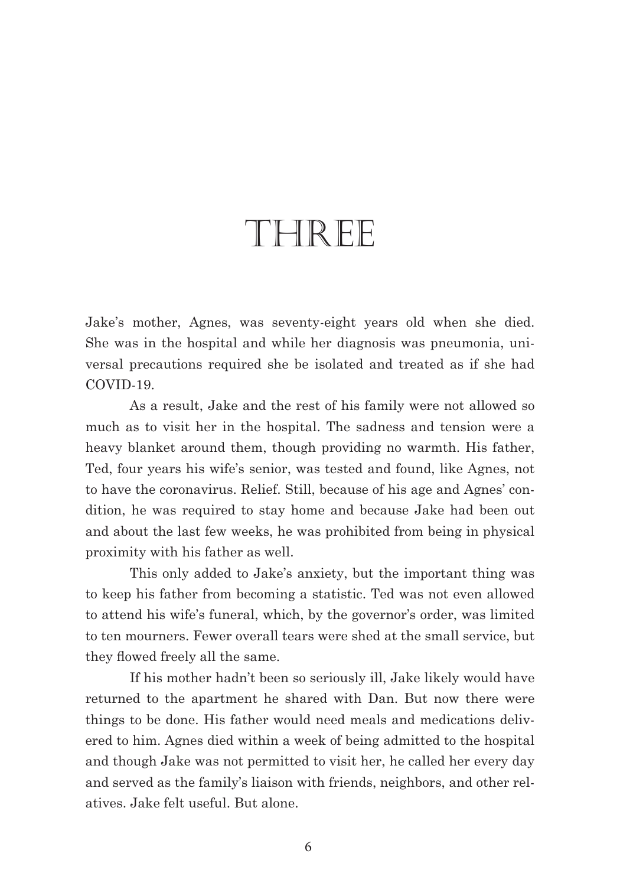# THREE

Jake's mother, Agnes, was seventy-eight years old when she died. She was in the hospital and while her diagnosis was pneumonia, universal precautions required she be isolated and treated as if she had COVID-19.

As a result, Jake and the rest of his family were not allowed so much as to visit her in the hospital. The sadness and tension were a heavy blanket around them, though providing no warmth. His father, Ted, four years his wife's senior, was tested and found, like Agnes, not to have the coronavirus. Relief. Still, because of his age and Agnes' condition, he was required to stay home and because Jake had been out and about the last few weeks, he was prohibited from being in physical proximity with his father as well.

This only added to Jake's anxiety, but the important thing was to keep his father from becoming a statistic. Ted was not even allowed to attend his wife's funeral, which, by the governor's order, was limited to ten mourners. Fewer overall tears were shed at the small service, but they flowed freely all the same.

If his mother hadn't been so seriously ill, Jake likely would have returned to the apartment he shared with Dan. But now there were things to be done. His father would need meals and medications delivered to him. Agnes died within a week of being admitted to the hospital and though Jake was not permitted to visit her, he called her every day and served as the family's liaison with friends, neighbors, and other relatives. Jake felt useful. But alone.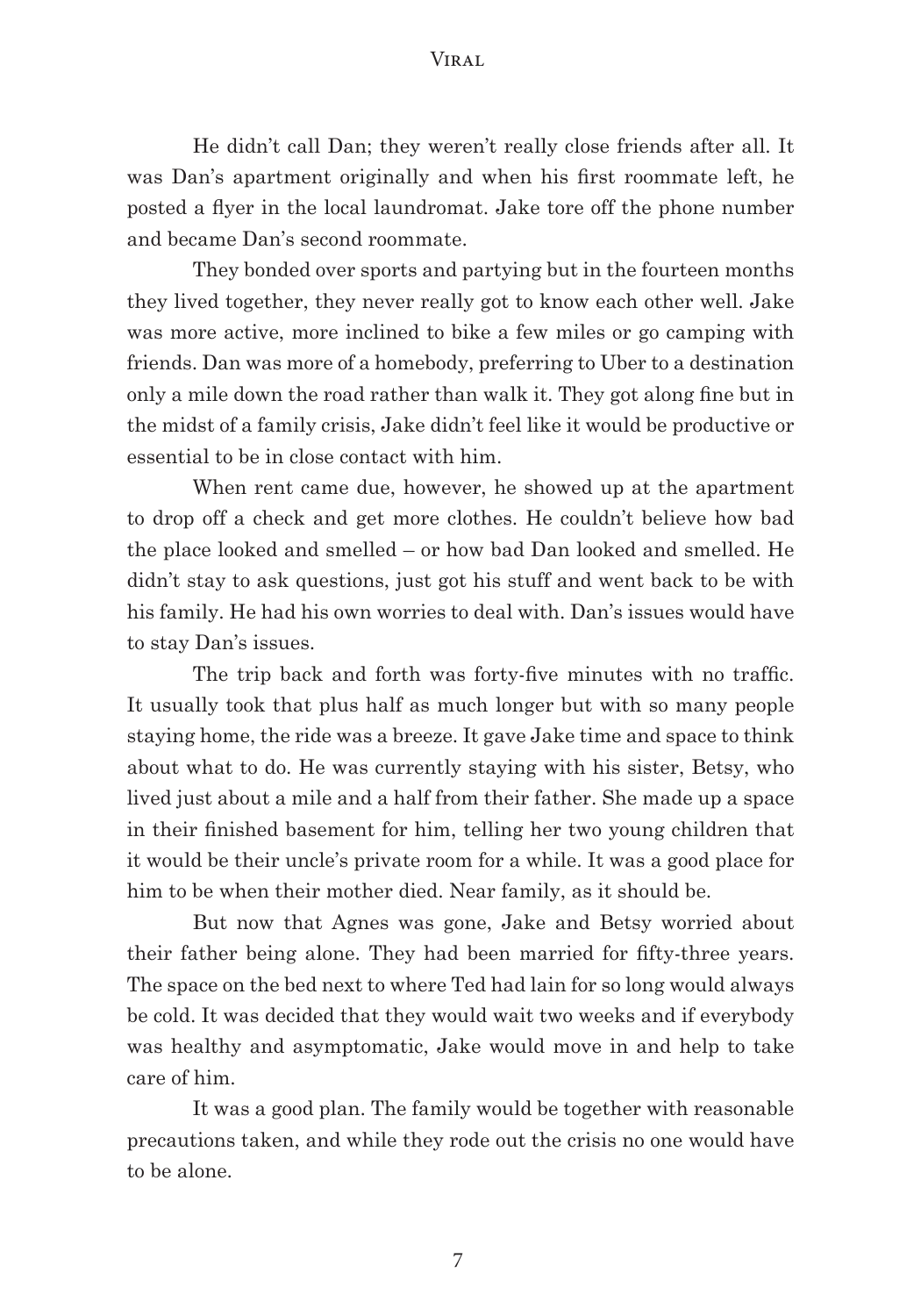He didn't call Dan; they weren't really close friends after all. It was Dan's apartment originally and when his first roommate left, he posted a flyer in the local laundromat. Jake tore off the phone number and became Dan's second roommate.

They bonded over sports and partying but in the fourteen months they lived together, they never really got to know each other well. Jake was more active, more inclined to bike a few miles or go camping with friends. Dan was more of a homebody, preferring to Uber to a destination only a mile down the road rather than walk it. They got along fine but in the midst of a family crisis, Jake didn't feel like it would be productive or essential to be in close contact with him.

When rent came due, however, he showed up at the apartment to drop off a check and get more clothes. He couldn't believe how bad the place looked and smelled – or how bad Dan looked and smelled. He didn't stay to ask questions, just got his stuff and went back to be with his family. He had his own worries to deal with. Dan's issues would have to stay Dan's issues.

The trip back and forth was forty-five minutes with no traffic. It usually took that plus half as much longer but with so many people staying home, the ride was a breeze. It gave Jake time and space to think about what to do. He was currently staying with his sister, Betsy, who lived just about a mile and a half from their father. She made up a space in their finished basement for him, telling her two young children that it would be their uncle's private room for a while. It was a good place for him to be when their mother died. Near family, as it should be.

But now that Agnes was gone, Jake and Betsy worried about their father being alone. They had been married for fifty-three years. The space on the bed next to where Ted had lain for so long would always be cold. It was decided that they would wait two weeks and if everybody was healthy and asymptomatic, Jake would move in and help to take care of him.

It was a good plan. The family would be together with reasonable precautions taken, and while they rode out the crisis no one would have to be alone.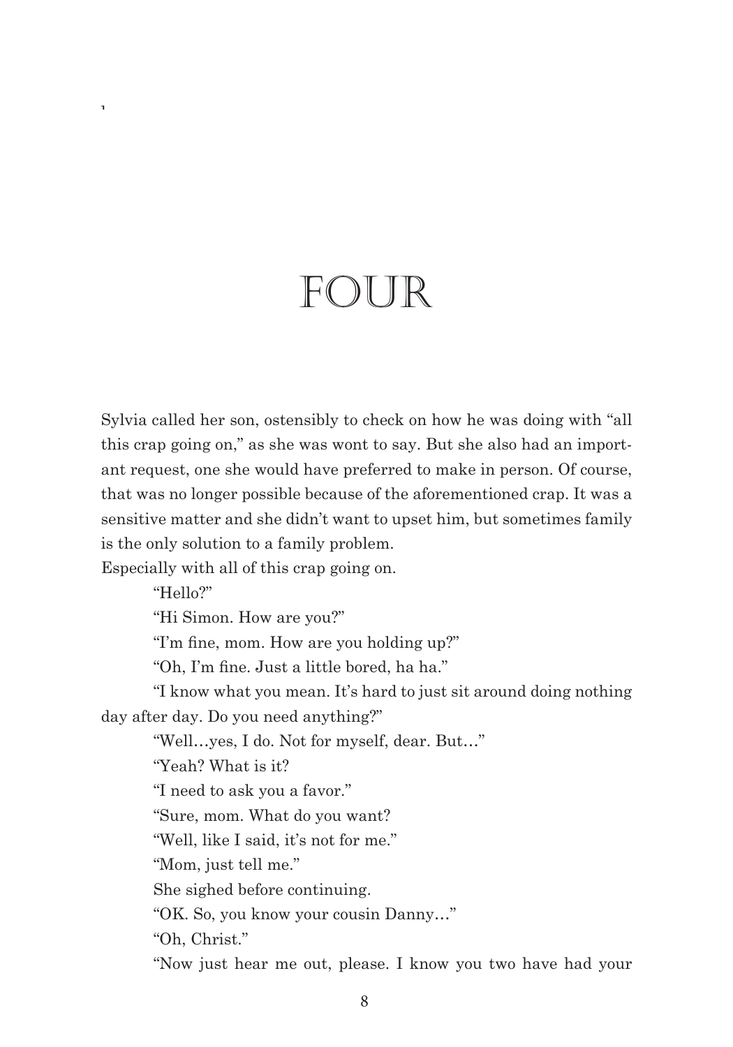# FOUR

Sylvia called her son, ostensibly to check on how he was doing with "all this crap going on," as she was wont to say. But she also had an important request, one she would have preferred to make in person. Of course, that was no longer possible because of the aforementioned crap. It was a sensitive matter and she didn't want to upset him, but sometimes family is the only solution to a family problem.

Especially with all of this crap going on.

"Hello?"

"Hi Simon. How are you?"

"I'm fine, mom. How are you holding up?"

"Oh, I'm fine. Just a little bored, ha ha."

"I know what you mean. It's hard to just sit around doing nothing day after day. Do you need anything?"

"Well…yes, I do. Not for myself, dear. But…"

"Yeah? What is it?

"I need to ask you a favor."

"Sure, mom. What do you want?

"Well, like I said, it's not for me."

"Mom, just tell me."

She sighed before continuing.

"OK. So, you know your cousin Danny…"

"Oh, Christ."

"Now just hear me out, please. I know you two have had your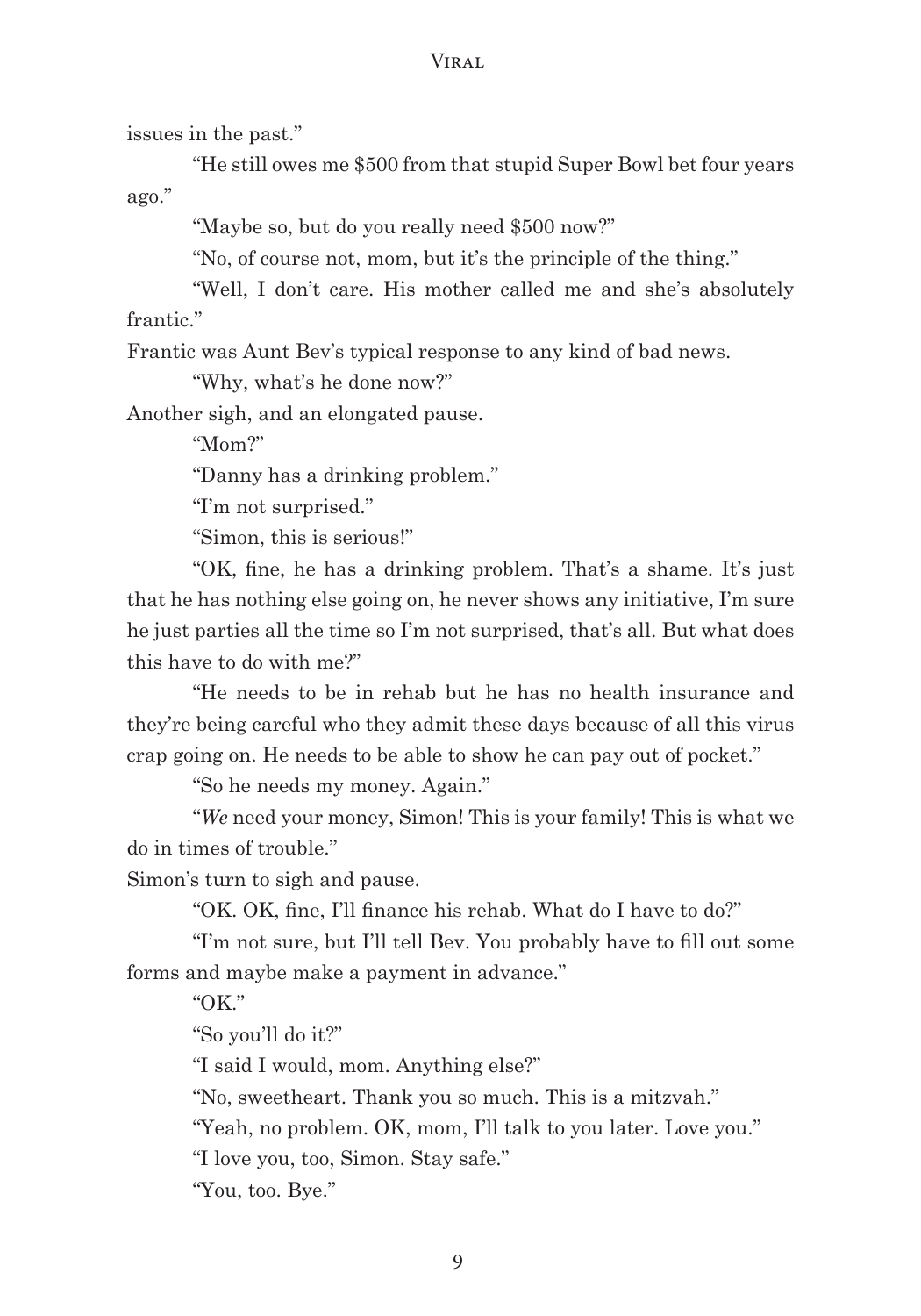issues in the past."

"He still owes me $500 from that stupid Super Bowl bet four years ago."

"Maybe so, but do you really need $500 now?"

"No, of course not, mom, but it's the principle of the thing."

"Well, I don't care. His mother called me and she's absolutely frantic."

Frantic was Aunt Bev's typical response to any kind of bad news.

"Why, what's he done now?"

Another sigh, and an elongated pause.

"Mom?"

"Danny has a drinking problem."

"I'm not surprised."

"Simon, this is serious!"

"OK, fine, he has a drinking problem. That's a shame. It's just that he has nothing else going on, he never shows any initiative, I'm sure he just parties all the time so I'm not surprised, that's all. But what does this have to do with me?"

"He needs to be in rehab but he has no health insurance and they're being careful who they admit these days because of all this virus crap going on. He needs to be able to show he can pay out of pocket."

"So he needs my money. Again."

"*We* need your money, Simon! This is your family! This is what we do in times of trouble."

Simon's turn to sigh and pause.

"OK. OK, fine, I'll finance his rehab. What do I have to do?"

"I'm not sure, but I'll tell Bev. You probably have to fill out some forms and maybe make a payment in advance."

"OK."

"So you'll do it?"

"I said I would, mom. Anything else?"

"No, sweetheart. Thank you so much. This is a mitzvah."

"Yeah, no problem. OK, mom, I'll talk to you later. Love you."

"I love you, too, Simon. Stay safe."

"You, too. Bye."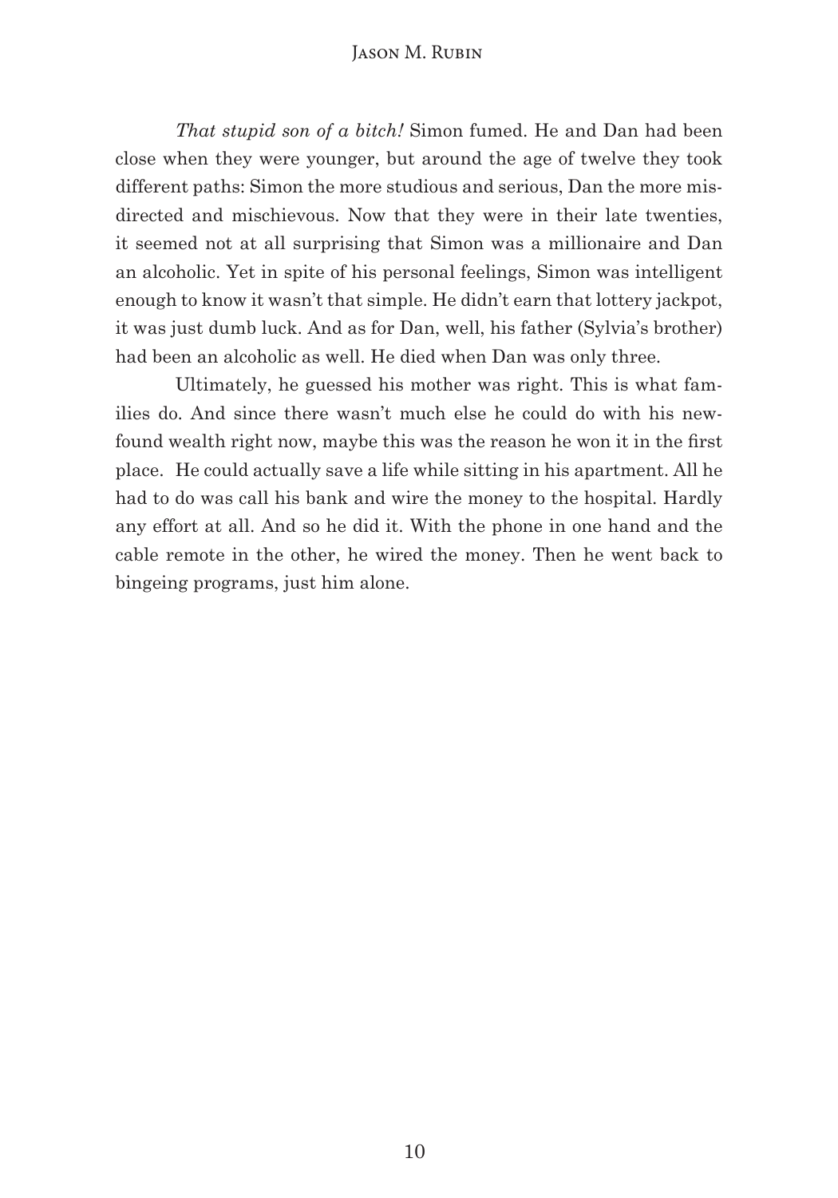*That stupid son of a bitch!* Simon fumed. He and Dan had been close when they were younger, but around the age of twelve they took different paths: Simon the more studious and serious, Dan the more misdirected and mischievous. Now that they were in their late twenties, it seemed not at all surprising that Simon was a millionaire and Dan an alcoholic. Yet in spite of his personal feelings, Simon was intelligent enough to know it wasn't that simple. He didn't earn that lottery jackpot, it was just dumb luck. And as for Dan, well, his father (Sylvia's brother) had been an alcoholic as well. He died when Dan was only three.

Ultimately, he guessed his mother was right. This is what families do. And since there wasn't much else he could do with his newfound wealth right now, maybe this was the reason he won it in the first place. He could actually save a life while sitting in his apartment. All he had to do was call his bank and wire the money to the hospital. Hardly any effort at all. And so he did it. With the phone in one hand and the cable remote in the other, he wired the money. Then he went back to bingeing programs, just him alone.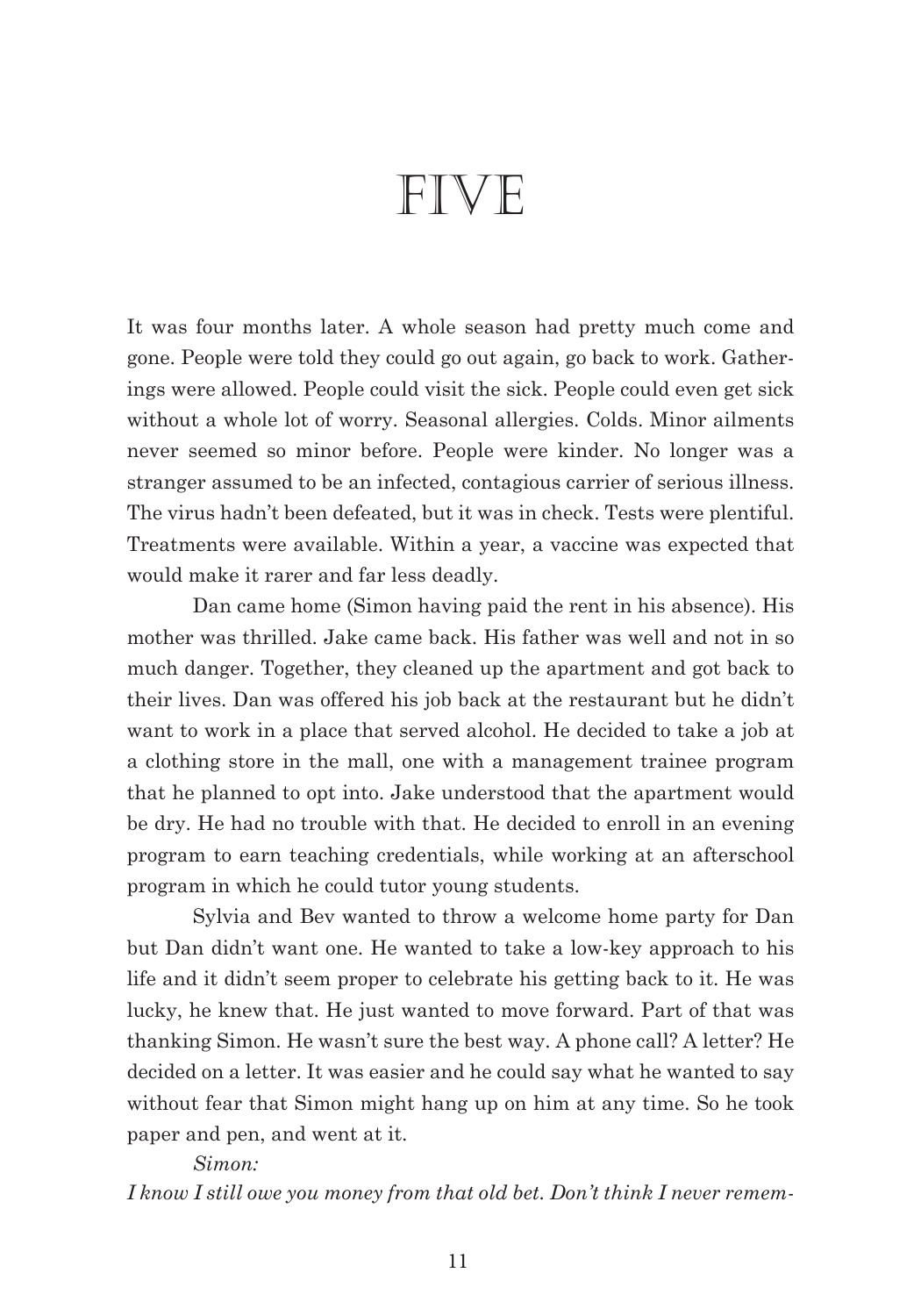# FIVE

It was four months later. A whole season had pretty much come and gone. People were told they could go out again, go back to work. Gatherings were allowed. People could visit the sick. People could even get sick without a whole lot of worry. Seasonal allergies. Colds. Minor ailments never seemed so minor before. People were kinder. No longer was a stranger assumed to be an infected, contagious carrier of serious illness. The virus hadn't been defeated, but it was in check. Tests were plentiful. Treatments were available. Within a year, a vaccine was expected that would make it rarer and far less deadly.

Dan came home (Simon having paid the rent in his absence). His mother was thrilled. Jake came back. His father was well and not in so much danger. Together, they cleaned up the apartment and got back to their lives. Dan was offered his job back at the restaurant but he didn't want to work in a place that served alcohol. He decided to take a job at a clothing store in the mall, one with a management trainee program that he planned to opt into. Jake understood that the apartment would be dry. He had no trouble with that. He decided to enroll in an evening program to earn teaching credentials, while working at an afterschool program in which he could tutor young students.

Sylvia and Bev wanted to throw a welcome home party for Dan but Dan didn't want one. He wanted to take a low-key approach to his life and it didn't seem proper to celebrate his getting back to it. He was lucky, he knew that. He just wanted to move forward. Part of that was thanking Simon. He wasn't sure the best way. A phone call? A letter? He decided on a letter. It was easier and he could say what he wanted to say without fear that Simon might hang up on him at any time. So he took paper and pen, and went at it.

*Simon:*

*I know I still owe you money from that old bet. Don't think I never remem-*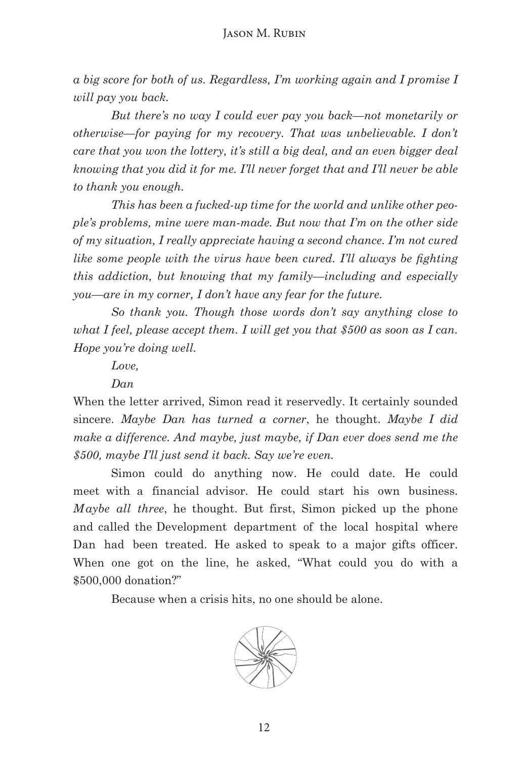*a big score for both of us. Regardless, I'm working again and I promise I will pay you back.*

*But there's no way I could ever pay you back—not monetarily or otherwise—for paying for my recovery. That was unbelievable. I don't care that you won the lottery, it's still a big deal, and an even bigger deal knowing that you did it for me. I'll never forget that and I'll never be able to thank you enough.*

*This has been a fucked-up time for the world and unlike other people's problems, mine were man-made. But now that I'm on the other side of my situation, I really appreciate having a second chance. I'm not cured like some people with the virus have been cured. I'll always be fighting this addiction, but knowing that my family—including and especially you—are in my corner, I don't have any fear for the future.*

*So thank you. Though those words don't say anything close to what I feel, please accept them. I will get you that $500 as soon as I can. Hope you're doing well.*

*Love,*

*Dan*

When the letter arrived, Simon read it reservedly. It certainly sounded sincere. *Maybe Dan has turned a corner*, he thought. *Maybe I did make a difference. And maybe, just maybe, if Dan ever does send me the $500, maybe I'll just send it back. Say we're even.*

Simon could do anything now. He could date. He could meet with a financial advisor. He could start his own business. *Maybe all three*, he thought. But first, Simon picked up the phone and called the Development department of the local hospital where Dan had been treated. He asked to speak to a major gifts officer. When one got on the line, he asked, "What could you do with a $500,000 donation?"

Because when a crisis hits, no one should be alone.